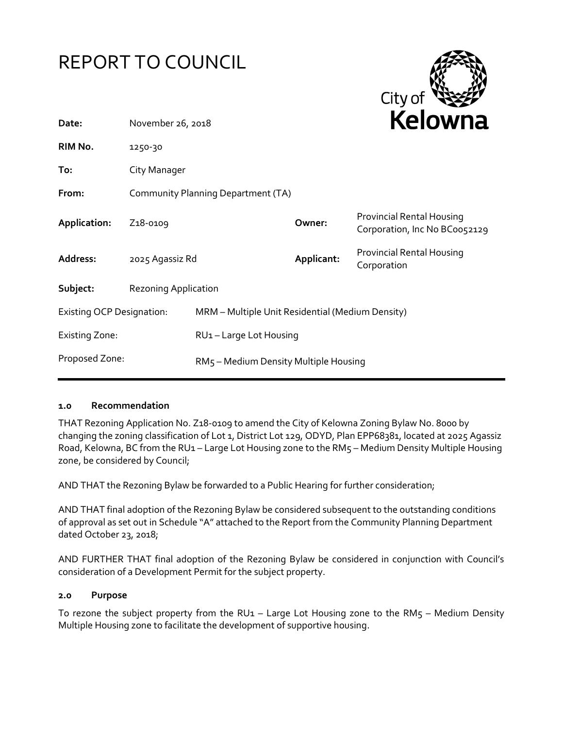# REPORT TO COUNCIL

City of Kelowna

| | | | |
|---|---|---|---|
| **Date:** | November 26, 2018 | | |
| **RIM No.** | 1250-30 | | |
| **To:** | City Manager | | |
| **From:** | Community Planning Department (TA) | | |
| **Application:** | Z18-0109 | **Owner:** | Provincial Rental Housing Corporation, Inc No BC0052129 |
| **Address:** | 2025 Agassiz Rd | **Applicant:** | Provincial Rental Housing Corporation |
| **Subject:** | Rezoning Application | | |
| Existing OCP Designation: | MRM – Multiple Unit Residential (Medium Density) | | |
| Existing Zone: | RU1 – Large Lot Housing | | |
| Proposed Zone: | RM5 – Medium Density Multiple Housing | | |

### 1.0 Recommendation

THAT Rezoning Application No. Z18-0109 to amend the City of Kelowna Zoning Bylaw No. 8000 by changing the zoning classification of Lot 1, District Lot 129, ODYD, Plan EPP68381, located at 2025 Agassiz Road, Kelowna, BC from the RU1 – Large Lot Housing zone to the RM5 – Medium Density Multiple Housing zone, be considered by Council;

AND THAT the Rezoning Bylaw be forwarded to a Public Hearing for further consideration;

AND THAT final adoption of the Rezoning Bylaw be considered subsequent to the outstanding conditions of approval as set out in Schedule "A" attached to the Report from the Community Planning Department dated October 23, 2018;

AND FURTHER THAT final adoption of the Rezoning Bylaw be considered in conjunction with Council's consideration of a Development Permit for the subject property.

### 2.0 Purpose

To rezone the subject property from the RU1 – Large Lot Housing zone to the RM5 – Medium Density Multiple Housing zone to facilitate the development of supportive housing.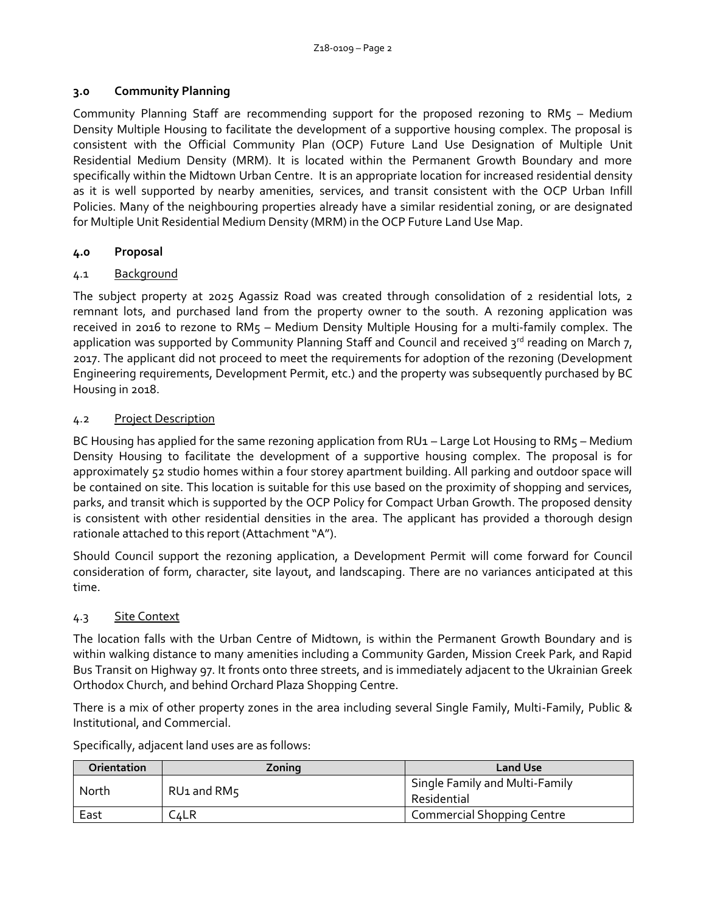## 3.0 Community Planning

Community Planning Staff are recommending support for the proposed rezoning to RM5 – Medium Density Multiple Housing to facilitate the development of a supportive housing complex. The proposal is consistent with the Official Community Plan (OCP) Future Land Use Designation of Multiple Unit Residential Medium Density (MRM). It is located within the Permanent Growth Boundary and more specifically within the Midtown Urban Centre. It is an appropriate location for increased residential density as it is well supported by nearby amenities, services, and transit consistent with the OCP Urban Infill Policies. Many of the neighbouring properties already have a similar residential zoning, or are designated for Multiple Unit Residential Medium Density (MRM) in the OCP Future Land Use Map.

## 4.0 Proposal

### 4.1 Background

The subject property at 2025 Agassiz Road was created through consolidation of 2 residential lots, 2 remnant lots, and purchased land from the property owner to the south. A rezoning application was received in 2016 to rezone to RM5 – Medium Density Multiple Housing for a multi-family complex. The application was supported by Community Planning Staff and Council and received 3rd reading on March 7, 2017. The applicant did not proceed to meet the requirements for adoption of the rezoning (Development Engineering requirements, Development Permit, etc.) and the property was subsequently purchased by BC Housing in 2018.

### 4.2 Project Description

BC Housing has applied for the same rezoning application from RU1 – Large Lot Housing to RM5 – Medium Density Housing to facilitate the development of a supportive housing complex. The proposal is for approximately 52 studio homes within a four storey apartment building. All parking and outdoor space will be contained on site. This location is suitable for this use based on the proximity of shopping and services, parks, and transit which is supported by the OCP Policy for Compact Urban Growth. The proposed density is consistent with other residential densities in the area. The applicant has provided a thorough design rationale attached to this report (Attachment "A").

Should Council support the rezoning application, a Development Permit will come forward for Council consideration of form, character, site layout, and landscaping. There are no variances anticipated at this time.

### 4.3 Site Context

The location falls with the Urban Centre of Midtown, is within the Permanent Growth Boundary and is within walking distance to many amenities including a Community Garden, Mission Creek Park, and Rapid Bus Transit on Highway 97. It fronts onto three streets, and is immediately adjacent to the Ukrainian Greek Orthodox Church, and behind Orchard Plaza Shopping Centre.

There is a mix of other property zones in the area including several Single Family, Multi-Family, Public & Institutional, and Commercial.

Specifically, adjacent land uses are as follows:

| Orientation | Zoning | Land Use |
|---|---|---|
| North | RU1 and RM5 | Single Family and Multi-Family Residential |
| East | C4LR | Commercial Shopping Centre |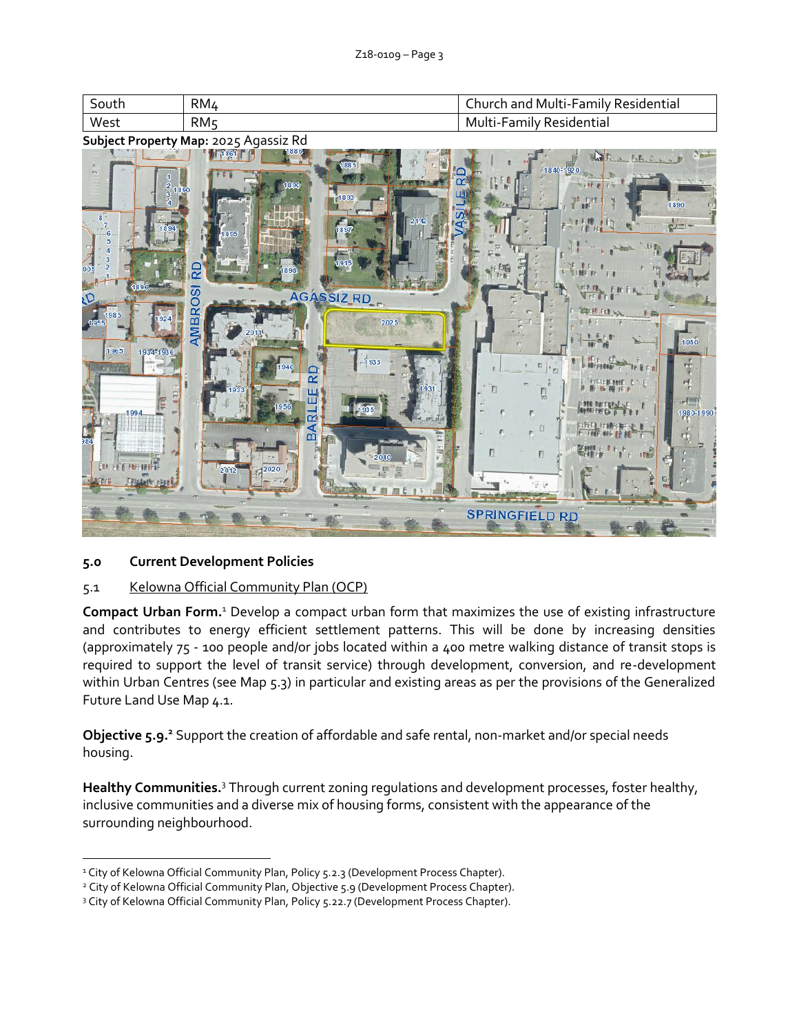| South | RM4 | Church and Multi-Family Residential |
| --- | --- | --- |
| West | RM5 | Multi-Family Residential |

**Subject Property Map:** 2025 Agassiz Rd

## 5.0 Current Development Policies

### 5.1 Kelowna Official Community Plan (OCP)

**Compact Urban Form.**[1] Develop a compact urban form that maximizes the use of existing infrastructure and contributes to energy efficient settlement patterns. This will be done by increasing densities (approximately 75 - 100 people and/or jobs located within a 400 metre walking distance of transit stops is required to support the level of transit service) through development, conversion, and re-development within Urban Centres (see Map 5.3) in particular and existing areas as per the provisions of the Generalized Future Land Use Map 4.1.

**Objective 5.9.**[2] Support the creation of affordable and safe rental, non-market and/or special needs housing.

**Healthy Communities.**[3] Through current zoning regulations and development processes, foster healthy, inclusive communities and a diverse mix of housing forms, consistent with the appearance of the surrounding neighbourhood.

---

[1] City of Kelowna Official Community Plan, Policy 5.2.3 (Development Process Chapter).

[2] City of Kelowna Official Community Plan, Objective 5.9 (Development Process Chapter).

[3] City of Kelowna Official Community Plan, Policy 5.22.7 (Development Process Chapter).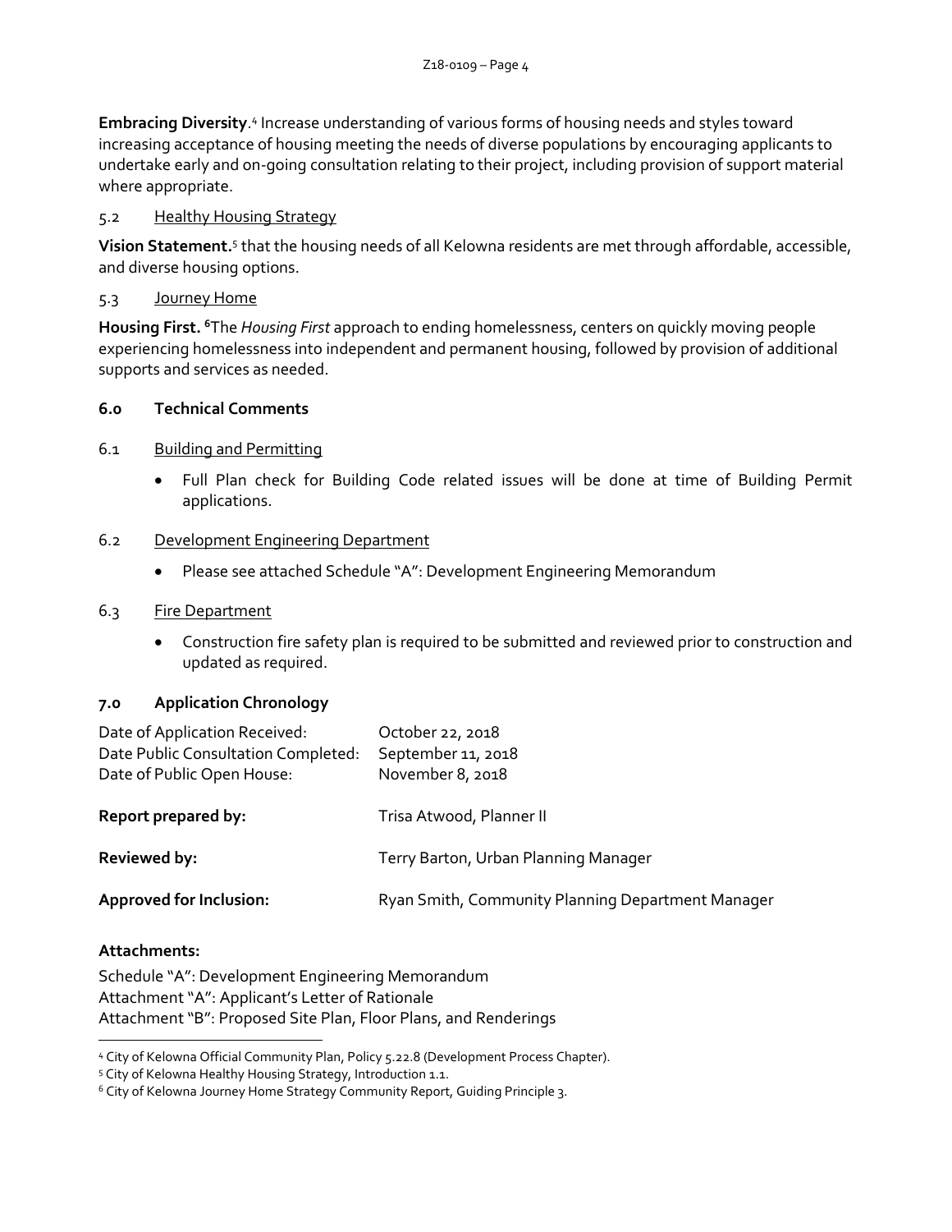**Embracing Diversity**.[4] Increase understanding of various forms of housing needs and styles toward increasing acceptance of housing meeting the needs of diverse populations by encouraging applicants to undertake early and on-going consultation relating to their project, including provision of support material where appropriate.

### 5.2 Healthy Housing Strategy

**Vision Statement.**[5] that the housing needs of all Kelowna residents are met through affordable, accessible, and diverse housing options.

### 5.3 Journey Home

**Housing First.** [6]The *Housing First* approach to ending homelessness, centers on quickly moving people experiencing homelessness into independent and permanent housing, followed by provision of additional supports and services as needed.

## 6.0 Technical Comments

### 6.1 Building and Permitting

- Full Plan check for Building Code related issues will be done at time of Building Permit applications.

### 6.2 Development Engineering Department

- Please see attached Schedule "A": Development Engineering Memorandum

### 6.3 Fire Department

- Construction fire safety plan is required to be submitted and reviewed prior to construction and updated as required.

## 7.0 Application Chronology

Date of Application Received: October 22, 2018
Date Public Consultation Completed: September 11, 2018
Date of Public Open House: November 8, 2018

**Report prepared by:** Trisa Atwood, Planner II

**Reviewed by:** Terry Barton, Urban Planning Manager

**Approved for Inclusion:** Ryan Smith, Community Planning Department Manager

**Attachments:**

Schedule "A": Development Engineering Memorandum
Attachment "A": Applicant's Letter of Rationale
Attachment "B": Proposed Site Plan, Floor Plans, and Renderings

---

[4] City of Kelowna Official Community Plan, Policy 5.22.8 (Development Process Chapter).
[5] City of Kelowna Healthy Housing Strategy, Introduction 1.1.
[6] City of Kelowna Journey Home Strategy Community Report, Guiding Principle 3.